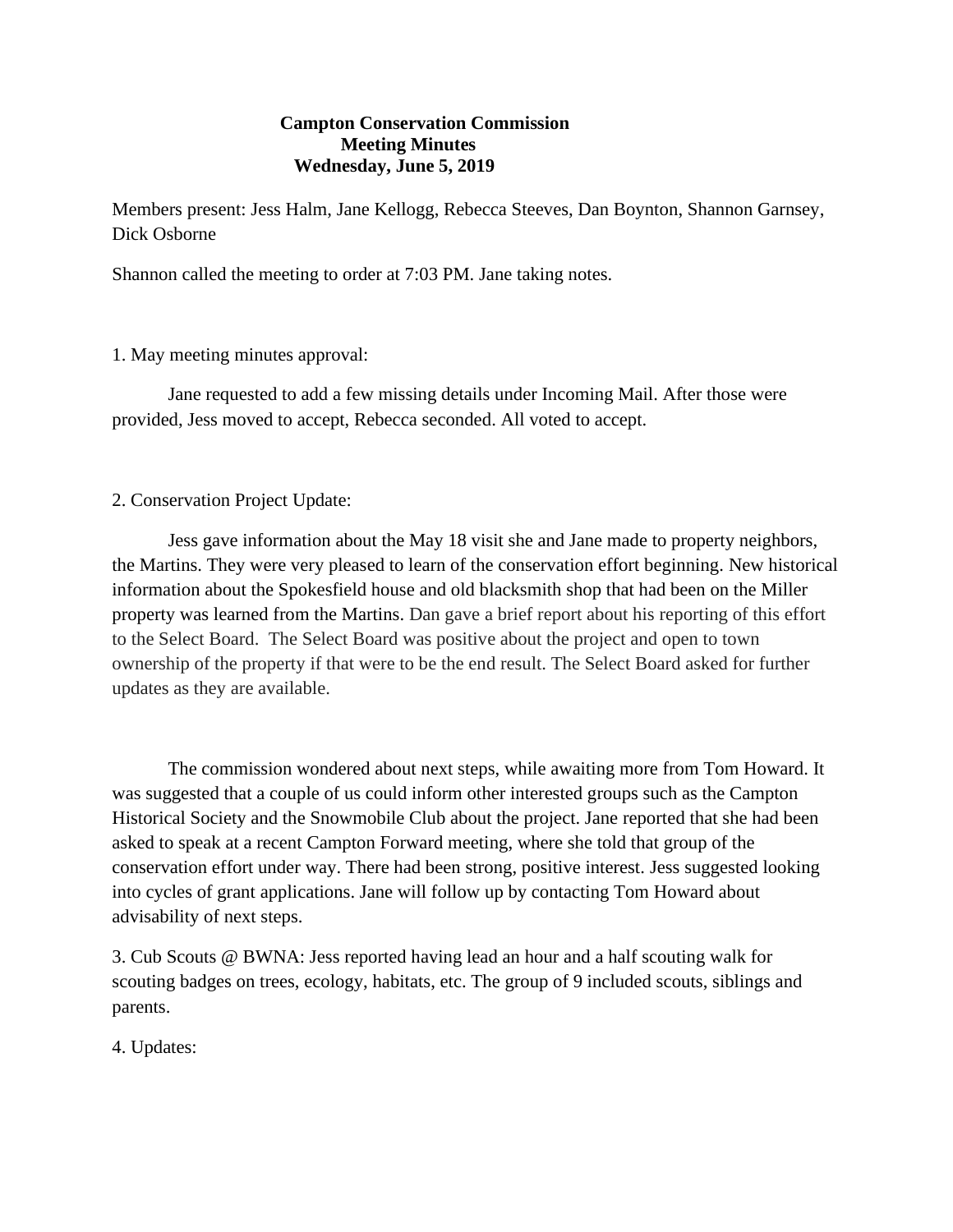**Campton Conservation Commission**
**Meeting Minutes**
**Wednesday, June 5, 2019**

Members present: Jess Halm, Jane Kellogg, Rebecca Steeves, Dan Boynton, Shannon Garnsey, Dick Osborne

Shannon called the meeting to order at 7:03 PM. Jane taking notes.

1. May meeting minutes approval:

Jane requested to add a few missing details under Incoming Mail. After those were provided, Jess moved to accept, Rebecca seconded. All voted to accept.

2. Conservation Project Update:

Jess gave information about the May 18 visit she and Jane made to property neighbors, the Martins. They were very pleased to learn of the conservation effort beginning. New historical information about the Spokesfield house and old blacksmith shop that had been on the Miller property was learned from the Martins. Dan gave a brief report about his reporting of this effort to the Select Board. The Select Board was positive about the project and open to town ownership of the property if that were to be the end result. The Select Board asked for further updates as they are available.

The commission wondered about next steps, while awaiting more from Tom Howard. It was suggested that a couple of us could inform other interested groups such as the Campton Historical Society and the Snowmobile Club about the project. Jane reported that she had been asked to speak at a recent Campton Forward meeting, where she told that group of the conservation effort under way. There had been strong, positive interest. Jess suggested looking into cycles of grant applications. Jane will follow up by contacting Tom Howard about advisability of next steps.

3. Cub Scouts @ BWNA: Jess reported having lead an hour and a half scouting walk for scouting badges on trees, ecology, habitats, etc. The group of 9 included scouts, siblings and parents.

4. Updates: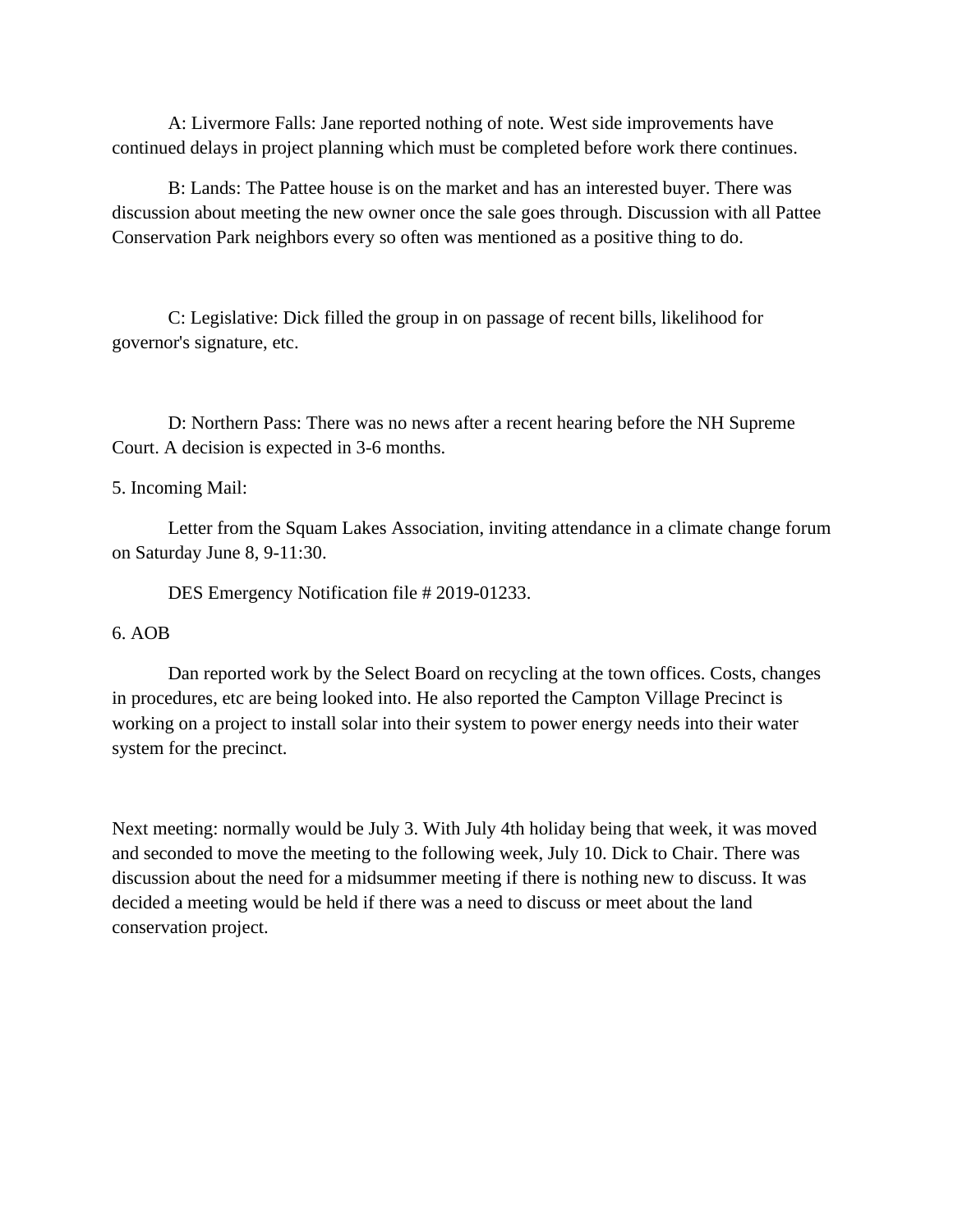A: Livermore Falls: Jane reported nothing of note. West side improvements have continued delays in project planning which must be completed before work there continues.

B: Lands: The Pattee house is on the market and has an interested buyer. There was discussion about meeting the new owner once the sale goes through. Discussion with all Pattee Conservation Park neighbors every so often was mentioned as a positive thing to do.

C: Legislative: Dick filled the group in on passage of recent bills, likelihood for governor's signature, etc.

D: Northern Pass: There was no news after a recent hearing before the NH Supreme Court. A decision is expected in 3-6 months.

5. Incoming Mail:

Letter from the Squam Lakes Association, inviting attendance in a climate change forum on Saturday June 8, 9-11:30.

DES Emergency Notification file # 2019-01233.

6. AOB

Dan reported work by the Select Board on recycling at the town offices. Costs, changes in procedures, etc are being looked into. He also reported the Campton Village Precinct is working on a project to install solar into their system to power energy needs into their water system for the precinct.

Next meeting: normally would be July 3. With July 4th holiday being that week, it was moved and seconded to move the meeting to the following week, July 10. Dick to Chair. There was discussion about the need for a midsummer meeting if there is nothing new to discuss. It was decided a meeting would be held if there was a need to discuss or meet about the land conservation project.